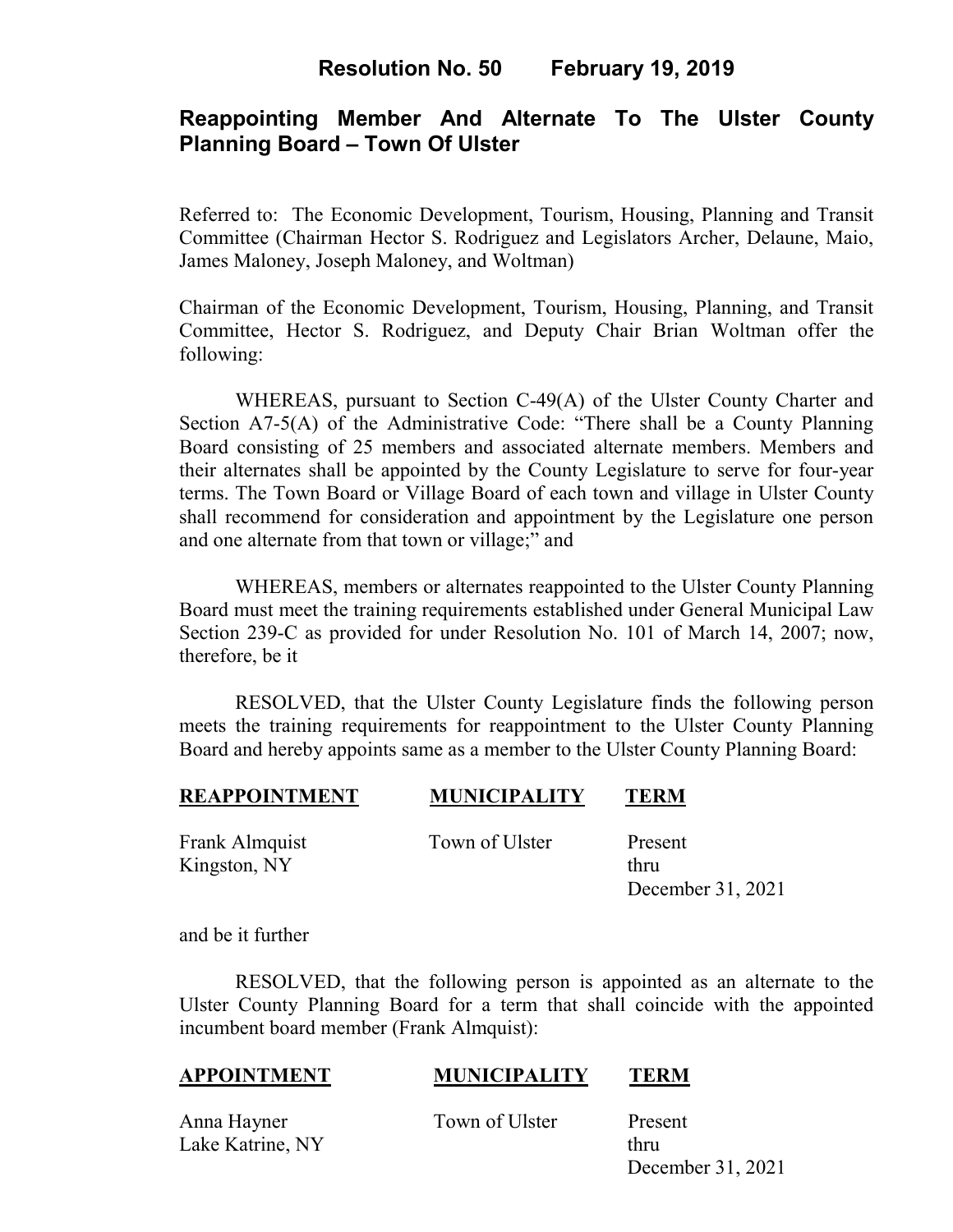# Resolution No. 50 February 19, 2019

## Reappointing Member And Alternate To The Ulster County Planning Board – Town Of Ulster

Referred to: The Economic Development, Tourism, Housing, Planning and Transit Committee (Chairman Hector S. Rodriguez and Legislators Archer, Delaune, Maio, James Maloney, Joseph Maloney, and Woltman)

Chairman of the Economic Development, Tourism, Housing, Planning, and Transit Committee, Hector S. Rodriguez, and Deputy Chair Brian Woltman offer the following:

WHEREAS, pursuant to Section C-49(A) of the Ulster County Charter and Section A7-5(A) of the Administrative Code: "There shall be a County Planning Board consisting of 25 members and associated alternate members. Members and their alternates shall be appointed by the County Legislature to serve for four-year terms. The Town Board or Village Board of each town and village in Ulster County shall recommend for consideration and appointment by the Legislature one person and one alternate from that town or village;" and

WHEREAS, members or alternates reappointed to the Ulster County Planning Board must meet the training requirements established under General Municipal Law Section 239-C as provided for under Resolution No. 101 of March 14, 2007; now, therefore, be it

RESOLVED, that the Ulster County Legislature finds the following person meets the training requirements for reappointment to the Ulster County Planning Board and hereby appoints same as a member to the Ulster County Planning Board:

| REAPPOINTMENT | MUNICIPALITY | TERM |
|---|---|---|
| Frank Almquist<br>Kingston, NY | Town of Ulster | Present thru December 31, 2021 |

and be it further

RESOLVED, that the following person is appointed as an alternate to the Ulster County Planning Board for a term that shall coincide with the appointed incumbent board member (Frank Almquist):

| APPOINTMENT | MUNICIPALITY | TERM |
|---|---|---|
| Anna Hayner<br>Lake Katrine, NY | Town of Ulster | Present thru December 31, 2021 |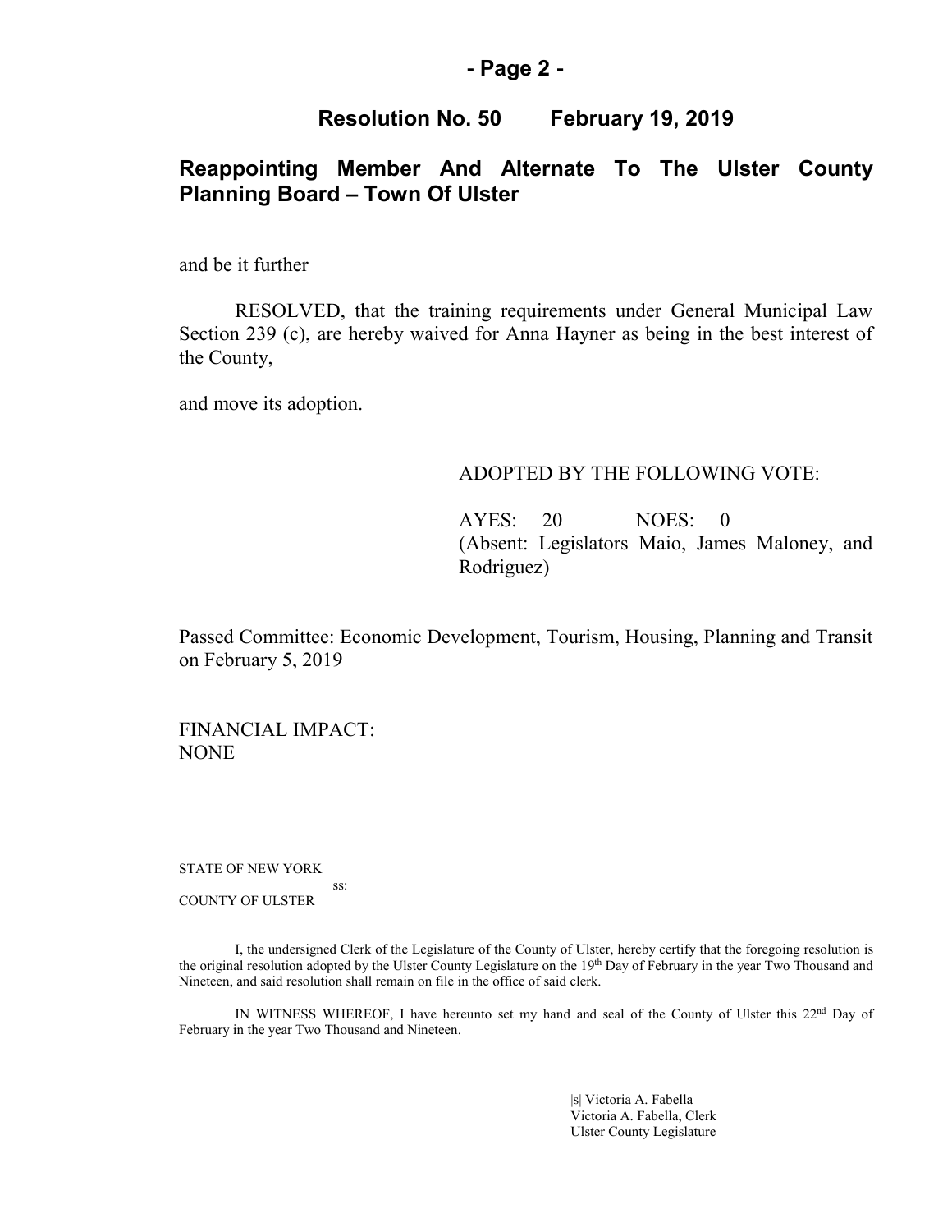## Resolution No. 50 February 19, 2019

## Reappointing Member And Alternate To The Ulster County Planning Board – Town Of Ulster

and be it further

RESOLVED, that the training requirements under General Municipal Law Section 239 (c), are hereby waived for Anna Hayner as being in the best interest of the County,

and move its adoption.

ADOPTED BY THE FOLLOWING VOTE:

AYES: 20 NOES: 0
(Absent: Legislators Maio, James Maloney, and Rodriguez)

Passed Committee: Economic Development, Tourism, Housing, Planning and Transit on February 5, 2019

FINANCIAL IMPACT:
NONE

STATE OF NEW YORK
ss:
COUNTY OF ULSTER

I, the undersigned Clerk of the Legislature of the County of Ulster, hereby certify that the foregoing resolution is the original resolution adopted by the Ulster County Legislature on the 19th Day of February in the year Two Thousand and Nineteen, and said resolution shall remain on file in the office of said clerk.

IN WITNESS WHEREOF, I have hereunto set my hand and seal of the County of Ulster this 22nd Day of February in the year Two Thousand and Nineteen.

|s| Victoria A. Fabella
Victoria A. Fabella, Clerk
Ulster County Legislature